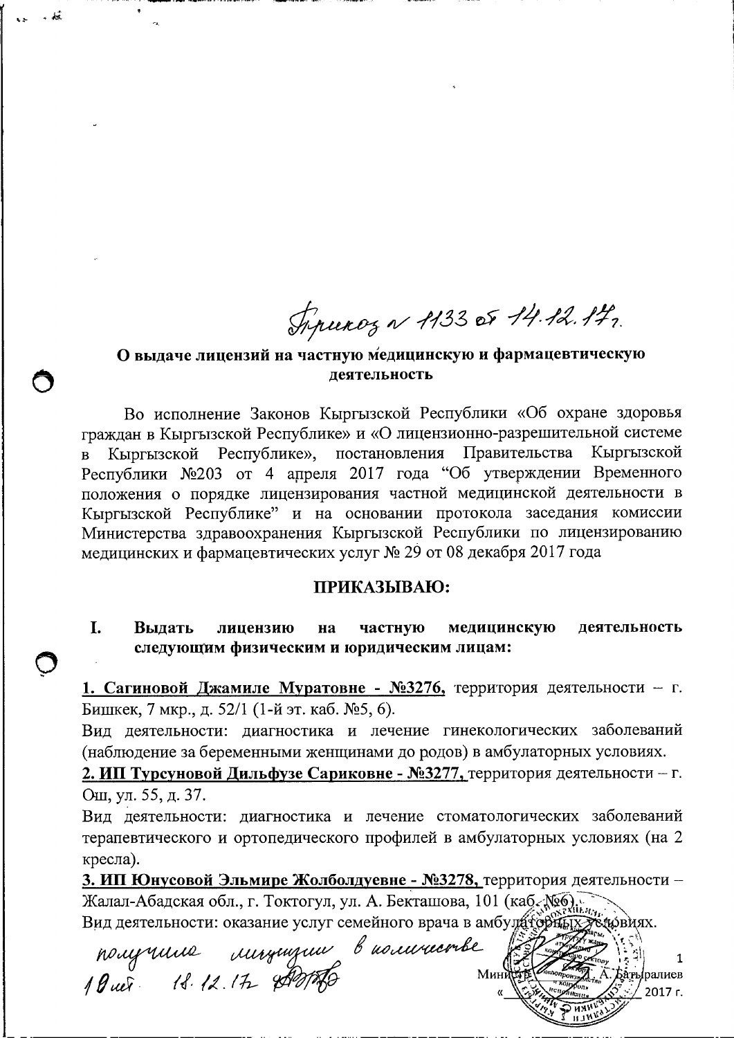Приказ № 1133 от 14.12.17г.

## О выдаче лицензий на частную медицинскую и фармацевтическую деятельность

Во исполнение Законов Кыргызской Республики «Об охране здоровья граждан в Кыргызской Республике» и «О лицензионно-разрешительной системе в Кыргызской Республике», постановления Правительства Кыргызской Республики №203 от 4 апреля 2017 года "Об утверждении Временного положения о порядке лицензирования частной медицинской деятельности в Кыргызской Республике" и на основании протокола заседания комиссии Министерства здравоохранения Кыргызской Республики по лицензированию медицинских и фармацевтических услуг № 29 от 08 декабря 2017 года

**ПРИКАЗЫВАЮ:**

**I. Выдать лицензию на частную медицинскую деятельность следующим физическим и юридическим лицам:**

**1. Сагиновой Джамиле Муратовне - №3276,** территория деятельности – г. Бишкек, 7 мкр., д. 52/1 (1-й эт. каб. №5, 6).

Вид деятельности: диагностика и лечение гинекологических заболеваний (наблюдение за беременными женщинами до родов) в амбулаторных условиях.

**2. ИП Турсуновой Дильфузе Сариковне - №3277,** территория деятельности – г. Ош, ул. 55, д. 37.

Вид деятельности: диагностика и лечение стоматологических заболеваний терапевтического и ортопедического профилей в амбулаторных условиях (на 2 кресла).

**3. ИП Юнусовой Эльмире Жолболдуевне - №3278,** территория деятельности – Жалал-Абадская обл., г. Токтогул, ул. А. Бекташова, 101 (каб. №6).

Вид деятельности: оказание услуг семейного врача в амбулаторных условиях.

получила лицензии в количестве 10 шт. 18.12.17г.

Министр А. Батыралиев

« ____ » ____________ 2017 г.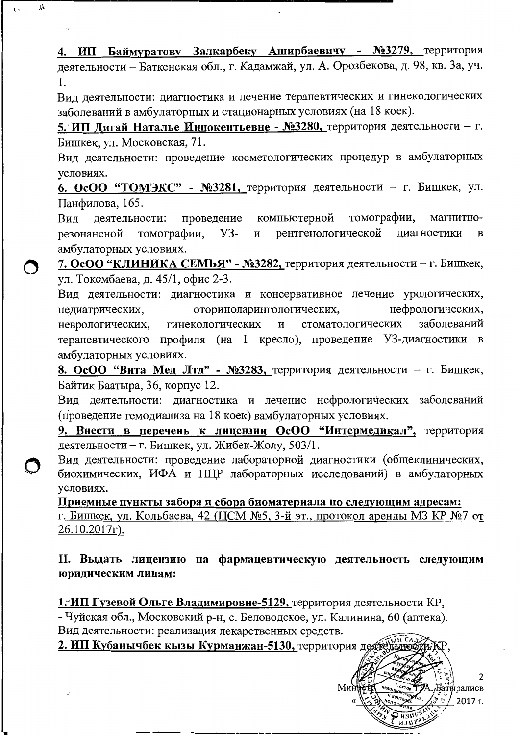**4. ИП Баймуратову Залкарбеку Аширбаевичу - №3279,** территория деятельности – Баткенская обл., г. Кадамжай, ул. А. Орозбекова, д. 98, кв. 3а, уч. 1.

Вид деятельности: диагностика и лечение терапевтических и гинекологических заболеваний в амбулаторных и стационарных условиях (на 18 коек).

**5. ИП Дигай Наталье Иннокентьевне - №3280,** территория деятельности – г. Бишкек, ул. Московская, 71.

Вид деятельности: проведение косметологических процедур в амбулаторных условиях.

**6. ОсОО "ТОМЭКС" - №3281,** территория деятельности – г. Бишкек, ул. Панфилова, 165.

Вид деятельности: проведение компьютерной томографии, магнитно-резонансной томографии, УЗ- и рентгенологической диагностики в амбулаторных условиях.

**7. ОсОО "КЛИНИКА СЕМЬЯ" - №3282,** территория деятельности – г. Бишкек, ул. Токомбаева, д. 45/1, офис 2-3.

Вид деятельности: диагностика и консервативное лечение урологических, педиатрических, оториноларингологических, нефрологических, неврологических, гинекологических и стоматологических заболеваний терапевтического профиля (на 1 кресло), проведение УЗ-диагностики в амбулаторных условиях.

**8. ОсОО "Вита Мед Лтд" - №3283,** территория деятельности – г. Бишкек, Байтик Баатыра, 36, корпус 12.

Вид деятельности: диагностика и лечение нефрологических заболеваний (проведение гемодиализа на 18 коек) вамбулаторных условиях.

**9. Внести в перечень к лицензии ОсОО "Интермедикал",** территория деятельности – г. Бишкек, ул. Жибек-Жолу, 503/1.

Вид деятельности: проведение лабораторной диагностики (общеклинических, биохимических, ИФА и ПЦР лабораторных исследований) в амбулаторных условиях.

**Приемные пункты забора и сбора биоматериала по следующим адресам:**

г. Бишкек, ул. Кольбаева, 42 (ЦСМ №5, 3-й эт., протокол аренды МЗ КР №7 от 26.10.2017г).

**II. Выдать лицензию на фармацевтическую деятельность следующим юридическим лицам:**

**1. ИП Гузевой Ольге Владимировне-5129,** территория деятельности КР,

- Чуйская обл., Московский р-н, с. Беловодское, ул. Калинина, 60 (аптека).

Вид деятельности: реализация лекарственных средств.

**2. ИП Кубанычбек кызы Курманжан-5130,** территория деятельности КР,

Министр Т.А. Батыралиев

« \_\_\_ » \_\_\_\_\_\_ 2017 г.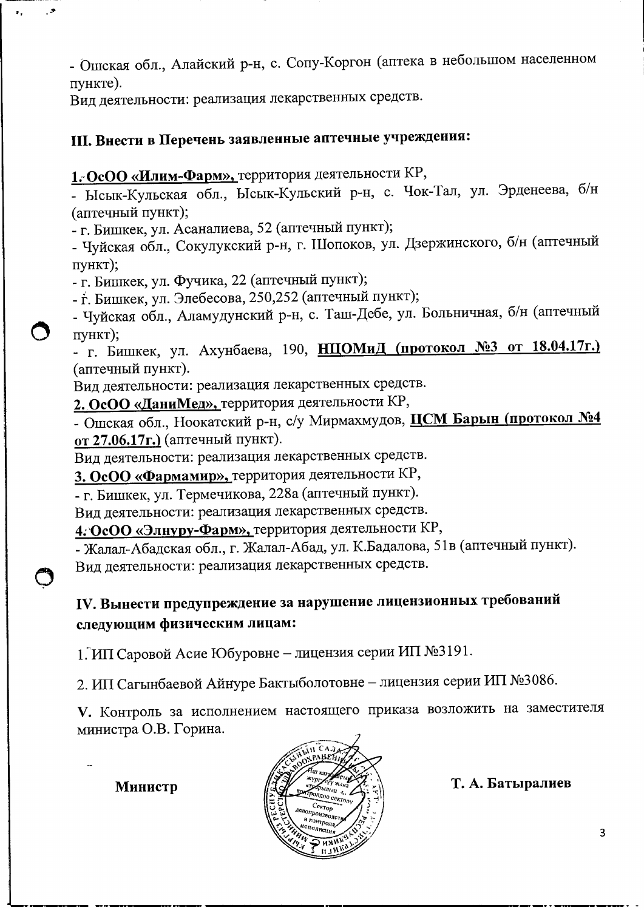- Ошская обл., Алайский р-н, с. Сопу-Коргон (аптека в небольшом населенном пункте).
Вид деятельности: реализация лекарственных средств.

## III. Внести в Перечень заявленные аптечные учреждения:

**1. ОсОО «Илим-Фарм»,** территория деятельности КР,
- Ысык-Кульская обл., Ысык-Кульский р-н, с. Чок-Тал, ул. Эрденеева, б/н (аптечный пункт);
- г. Бишкек, ул. Асаналиева, 52 (аптечный пункт);
- Чуйская обл., Сокулукский р-н, г. Шопоков, ул. Дзержинского, б/н (аптечный пункт);
- г. Бишкек, ул. Фучика, 22 (аптечный пункт);
- г. Бишкек, ул. Элебесова, 250,252 (аптечный пункт);
- Чуйская обл., Аламудунский р-н, с. Таш-Дебе, ул. Больничная, б/н (аптечный пункт);
- г. Бишкек, ул. Ахунбаева, 190, **НЦОМиД (протокол №3 от 18.04.17г.)** (аптечный пункт).

Вид деятельности: реализация лекарственных средств.

**2. ОсОО «ДаниМед»,** территория деятельности КР,
- Ошская обл., Ноокатский р-н, с/у Мирмахмудов, **ЦСМ Барын (протокол №4 от 27.06.17г.)** (аптечный пункт).

Вид деятельности: реализация лекарственных средств.

**3. ОсОО «Фармамир»,** территория деятельности КР,
- г. Бишкек, ул. Термечикова, 228а (аптечный пункт).

Вид деятельности: реализация лекарственных средств.

**4. ОсОО «Элнуру-Фарм»,** территория деятельности КР,
- Жалал-Абадская обл., г. Жалал-Абад, ул. К.Бадалова, 51в (аптечный пункт).

Вид деятельности: реализация лекарственных средств.

## IV. Вынести предупреждение за нарушение лицензионных требований следующим физическим лицам:

1. ИП Саровой Асие Юбуровне – лицензия серии ИП №3191.

2. ИП Сагынбаевой Айнуре Бактыболотовне – лицензия серии ИП №3086.

**V.** Контроль за исполнением настоящего приказа возложить на заместителя министра О.В. Горина.

**Министр** **Т. А. Батыралиев**